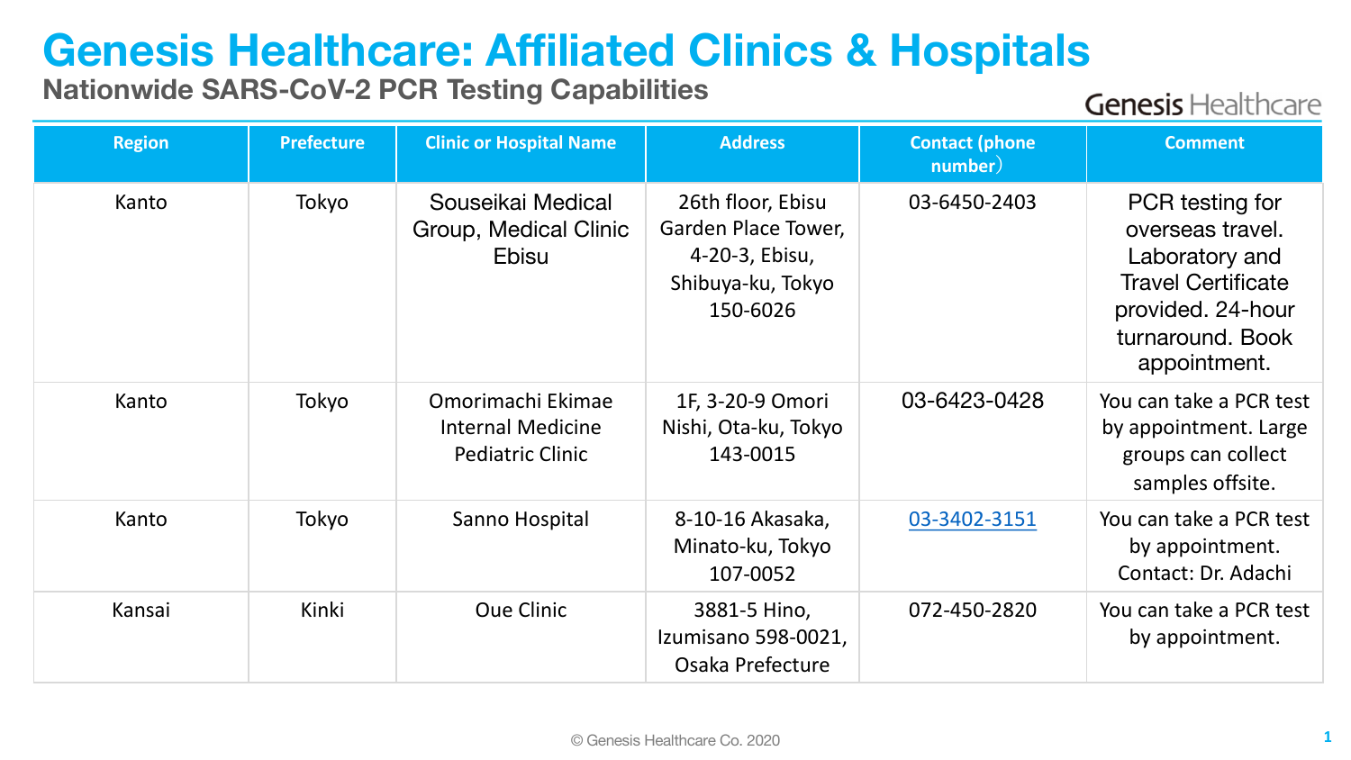# Genesis Healthcare: Affiliated Clinics & Hospitals

## Nationwide SARS-CoV-2 PCR Testing Capabilities

Genesis Healthcare

| Region | Prefecture | Clinic or Hospital Name | Address | Contact (phone number） | Comment |
|---|---|---|---|---|---|
| Kanto | Tokyo | Souseikai Medical Group, Medical Clinic Ebisu | 26th floor, Ebisu Garden Place Tower, 4-20-3, Ebisu, Shibuya-ku, Tokyo 150-6026 | 03-6450-2403 | PCR testing for overseas travel. Laboratory and Travel Certificate provided. 24-hour turnaround. Book appointment. |
| Kanto | Tokyo | Omorimachi Ekimae Internal Medicine Pediatric Clinic | 1F, 3-20-9 Omori Nishi, Ota-ku, Tokyo 143-0015 | 03-6423-0428 | You can take a PCR test by appointment. Large groups can collect samples offsite. |
| Kanto | Tokyo | Sanno Hospital | 8-10-16 Akasaka, Minato-ku, Tokyo 107-0052 | 03-3402-3151 | You can take a PCR test by appointment. Contact: Dr. Adachi |
| Kansai | Kinki | Oue Clinic | 3881-5 Hino, Izumisano 598-0021, Osaka Prefecture | 072-450-2820 | You can take a PCR test by appointment. |

© Genesis Healthcare Co. 2020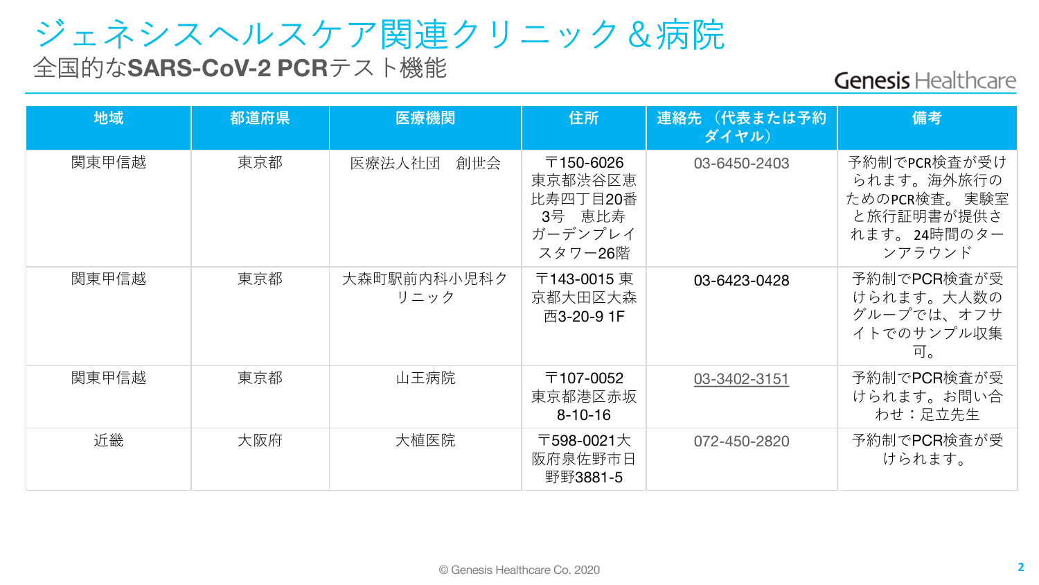# ジェネシスヘルスケア関連クリニック＆病院

## 全国的な**SARS-CoV-2 PCR**テスト機能

Genesis Healthcare

| 地域 | 都道府県 | 医療機関 | 住所 | 連絡先 （代表または予約ダイヤル） | 備考 |
|---|---|---|---|---|---|
| 関東甲信越 | 東京都 | 医療法人社団　創世会 | 〒150-6026 東京都渋谷区恵比寿四丁目20番3号　恵比寿ガーデンプレイスタワー26階 | 03-6450-2403 | 予約制でPCR検査が受けられます。海外旅行のためのPCR検査。 実験室と旅行証明書が提供されます。 24時間のターンアラウンド |
| 関東甲信越 | 東京都 | 大森町駅前内科小児科クリニック | 〒143-0015 東京都大田区大森西3-20-9 1F | 03-6423-0428 | 予約制でPCR検査が受けられます。大人数のグループでは、オフサイトでのサンプル収集可。 |
| 関東甲信越 | 東京都 | 山王病院 | 〒107-0052 東京都港区赤坂8-10-16 | 03-3402-3151 | 予約制でPCR検査が受けられます。お問い合わせ：足立先生 |
| 近畿 | 大阪府 | 大植医院 | 〒598-0021大阪府泉佐野市日野野3881-5 | 072-450-2820 | 予約制でPCR検査が受けられます。 |

© Genesis Healthcare Co. 2020